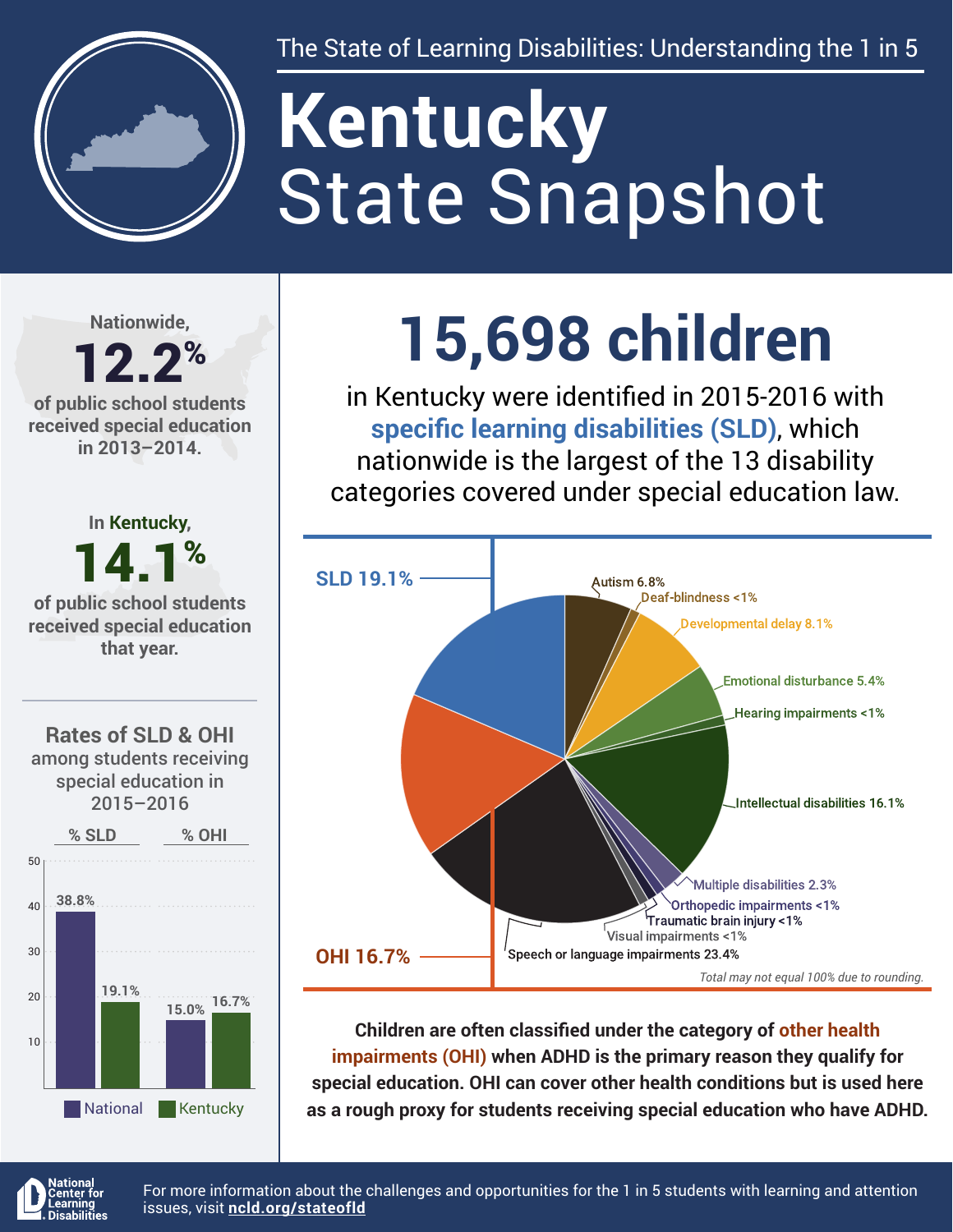The State of Learning Disabilities: Understanding the 1 in 5

# Kentucky State Snapshot

Nationwide, **12.2%** of public school students received special education in 2013–2014.

In Kentucky, **14.1%** of public school students received special education that year.

## Rates of SLD & OHI among students receiving special education in 2015–2016

| | % SLD | % OHI |
|---|---|---|
| National | 38.8% | 15.0% |
| Kentucky | 19.1% | 16.7% |

# 15,698 children

in Kentucky were identified in 2015-2016 with **specific learning disabilities (SLD)**, which nationwide is the largest of the 13 disability categories covered under special education law.

| Category | Percent |
|---|---|
| SLD | 19.1% |
| Autism | 6.8% |
| Deaf-blindness | <1% |
| Developmental delay | 8.1% |
| Emotional disturbance | 5.4% |
| Hearing impairments | <1% |
| Intellectual disabilities | 16.1% |
| Multiple disabilities | 2.3% |
| Orthopedic impairments | <1% |
| Traumatic brain injury | <1% |
| Visual impairments | <1% |
| Speech or language impairments | 23.4% |
| OHI | 16.7% |

*Total may not equal 100% due to rounding.*

**Children are often classified under the category of other health impairments (OHI) when ADHD is the primary reason they qualify for special education. OHI can cover other health conditions but is used here as a rough proxy for students receiving special education who have ADHD.**

National Center for Learning Disabilities

For more information about the challenges and opportunities for the 1 in 5 students with learning and attention issues, visit **ncld.org/stateofld**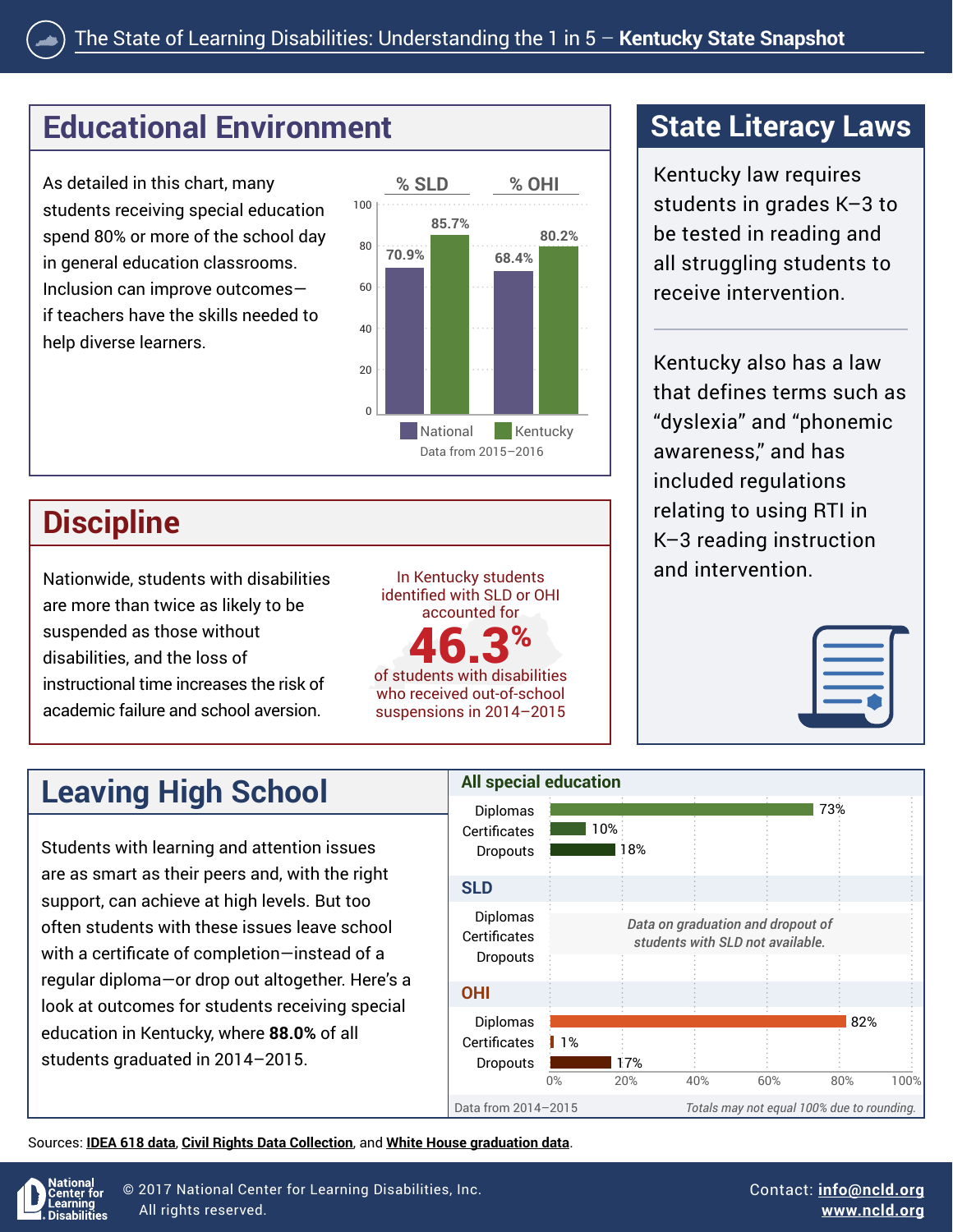# The State of Learning Disabilities: Understanding the 1 in 5 – **Kentucky State Snapshot**

## Educational Environment

As detailed in this chart, many students receiving special education spend 80% or more of the school day in general education classrooms. Inclusion can improve outcomes—if teachers have the skills needed to help diverse learners.

% SLD
% OHI

100
80
60
40
20
0

70.9%
85.7%
68.4%
80.2%

National
Kentucky

Data from 2015–2016

## State Literacy Laws

Kentucky law requires students in grades K–3 to be tested in reading and all struggling students to receive intervention.

Kentucky also has a law that defines terms such as "dyslexia" and "phonemic awareness," and has included regulations relating to using RTI in K–3 reading instruction and intervention.

## Discipline

Nationwide, students with disabilities are more than twice as likely to be suspended as those without disabilities, and the loss of instructional time increases the risk of academic failure and school aversion.

In Kentucky students identified with SLD or OHI accounted for **46.3%** of students with disabilities who received out-of-school suspensions in 2014–2015

## Leaving High School

Students with learning and attention issues are as smart as their peers and, with the right support, can achieve at high levels. But too often students with these issues leave school with a certificate of completion—instead of a regular diploma—or drop out altogether. Here's a look at outcomes for students receiving special education in Kentucky, where **88.0%** of all students graduated in 2014–2015.

**All special education**

Diplomas 73%
Certificates 10%
Dropouts 18%

**SLD**

Diplomas
Certificates
Dropouts

*Data on graduation and dropout of students with SLD not available.*

**OHI**

Diplomas 82%
Certificates 1%
Dropouts 17%

0% 20% 40% 60% 80% 100%

Data from 2014–2015

*Totals may not equal 100% due to rounding.*

Sources: **IDEA 618 data**, **Civil Rights Data Collection**, and **White House graduation data**.

National Center for Learning Disabilities

© 2017 National Center for Learning Disabilities, Inc. All rights reserved.

Contact: **info@ncld.org** **www.ncld.org**